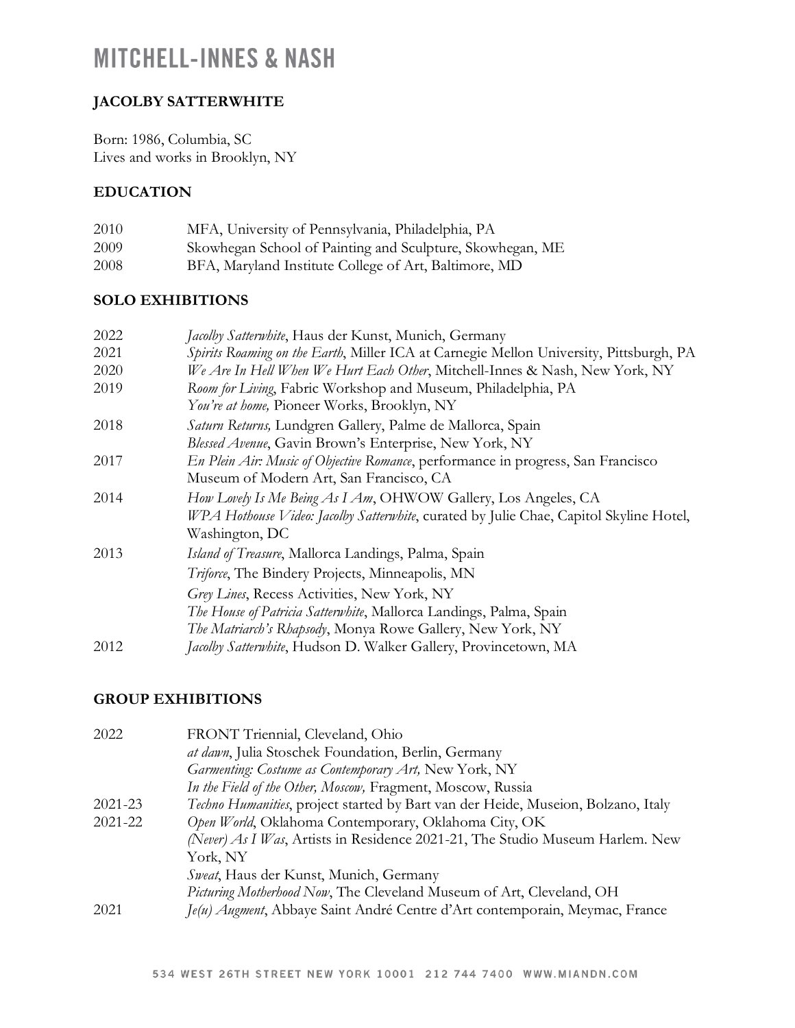# MITCHELL-INNES & NASH

## JACOLBY SATTERWHITE

Born: 1986, Columbia, SC
Lives and works in Brooklyn, NY

### EDUCATION

| | |
|---|---|
| 2010 | MFA, University of Pennsylvania, Philadelphia, PA |
| 2009 | Skowhegan School of Painting and Sculpture, Skowhegan, ME |
| 2008 | BFA, Maryland Institute College of Art, Baltimore, MD |

### SOLO EXHIBITIONS

| | |
|---|---|
| 2022 | *Jacolby Satterwhite*, Haus der Kunst, Munich, Germany |
| 2021 | *Spirits Roaming on the Earth*, Miller ICA at Carnegie Mellon University, Pittsburgh, PA |
| 2020 | *We Are In Hell When We Hurt Each Other*, Mitchell-Innes & Nash, New York, NY |
| 2019 | *Room for Living*, Fabric Workshop and Museum, Philadelphia, PA |
| | *You're at home,* Pioneer Works, Brooklyn, NY |
| 2018 | *Saturn Returns,* Lundgren Gallery, Palme de Mallorca, Spain |
| | *Blessed Avenue*, Gavin Brown's Enterprise, New York, NY |
| 2017 | *En Plein Air: Music of Objective Romance*, performance in progress, San Francisco Museum of Modern Art, San Francisco, CA |
| 2014 | *How Lovely Is Me Being As I Am*, OHWOW Gallery, Los Angeles, CA |
| | *WPA Hothouse Video: Jacolby Satterwhite*, curated by Julie Chae, Capitol Skyline Hotel, Washington, DC |
| 2013 | *Island of Treasure*, Mallorca Landings, Palma, Spain |
| | *Triforce*, The Bindery Projects, Minneapolis, MN |
| | *Grey Lines*, Recess Activities, New York, NY |
| | *The House of Patricia Satterwhite*, Mallorca Landings, Palma, Spain |
| | *The Matriarch's Rhapsody*, Monya Rowe Gallery, New York, NY |
| 2012 | *Jacolby Satterwhite*, Hudson D. Walker Gallery, Provincetown, MA |

### GROUP EXHIBITIONS

| | |
|---|---|
| 2022 | FRONT Triennial, Cleveland, Ohio |
| | *at dawn*, Julia Stoschek Foundation, Berlin, Germany |
| | *Garmenting: Costume as Contemporary Art,* New York, NY |
| | *In the Field of the Other, Moscow,* Fragment, Moscow, Russia |
| 2021-23 | *Techno Humanities*, project started by Bart van der Heide, Museion, Bolzano, Italy |
| 2021-22 | *Open World*, Oklahoma Contemporary, Oklahoma City, OK |
| | *(Never) As I Was*, Artists in Residence 2021-21, The Studio Museum Harlem. New York, NY |
| | *Sweat*, Haus der Kunst, Munich, Germany |
| | *Picturing Motherhood Now*, The Cleveland Museum of Art, Cleveland, OH |
| 2021 | *Je(u) Augment*, Abbaye Saint André Centre d'Art contemporain, Meymac, France |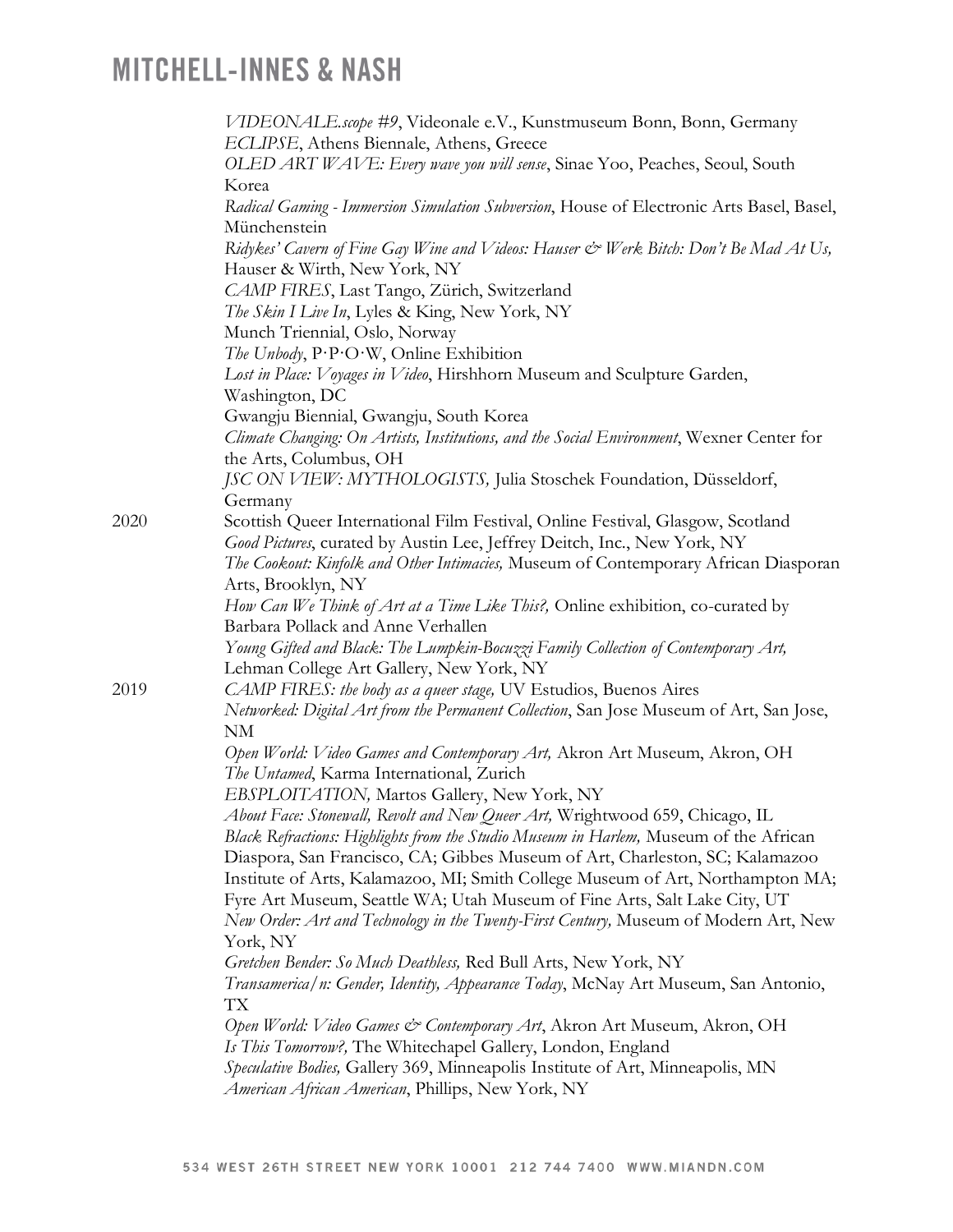*VIDEONALE.scope #9*, Videonale e.V., Kunstmuseum Bonn, Bonn, Germany
*ECLIPSE*, Athens Biennale, Athens, Greece
*OLED ART WAVE: Every wave you will sense*, Sinae Yoo, Peaches, Seoul, South Korea
*Radical Gaming - Immersion Simulation Subversion*, House of Electronic Arts Basel, Basel, Münchenstein
*Ridykes' Cavern of Fine Gay Wine and Videos: Hauser & Werk Bitch: Don't Be Mad At Us,* Hauser & Wirth, New York, NY
*CAMP FIRES*, Last Tango, Zürich, Switzerland
*The Skin I Live In*, Lyles & King, New York, NY
Munch Triennial, Oslo, Norway
*The Unbody*, P·P·O·W, Online Exhibition
*Lost in Place: Voyages in Video*, Hirshhorn Museum and Sculpture Garden, Washington, DC
Gwangju Biennial, Gwangju, South Korea
*Climate Changing: On Artists, Institutions, and the Social Environment*, Wexner Center for the Arts, Columbus, OH
*JSC ON VIEW: MYTHOLOGISTS,* Julia Stoschek Foundation, Düsseldorf, Germany

2020
Scottish Queer International Film Festival, Online Festival, Glasgow, Scotland
*Good Pictures*, curated by Austin Lee, Jeffrey Deitch, Inc., New York, NY
*The Cookout: Kinfolk and Other Intimacies,* Museum of Contemporary African Diasporan Arts, Brooklyn, NY
*How Can We Think of Art at a Time Like This?,* Online exhibition, co-curated by Barbara Pollack and Anne Verhallen
*Young Gifted and Black: The Lumpkin-Bocuzzi Family Collection of Contemporary Art,* Lehman College Art Gallery, New York, NY

2019
*CAMP FIRES: the body as a queer stage,* UV Estudios, Buenos Aires
*Networked: Digital Art from the Permanent Collection*, San Jose Museum of Art, San Jose, NM
*Open World: Video Games and Contemporary Art,* Akron Art Museum, Akron, OH
*The Untamed*, Karma International, Zurich
*EBSPLOITATION,* Martos Gallery, New York, NY
*About Face: Stonewall, Revolt and New Queer Art,* Wrightwood 659, Chicago, IL
*Black Refractions: Highlights from the Studio Museum in Harlem,* Museum of the African Diaspora, San Francisco, CA; Gibbes Museum of Art, Charleston, SC; Kalamazoo Institute of Arts, Kalamazoo, MI; Smith College Museum of Art, Northampton MA; Fyre Art Museum, Seattle WA; Utah Museum of Fine Arts, Salt Lake City, UT
*New Order: Art and Technology in the Twenty-First Century,* Museum of Modern Art, New York, NY
*Gretchen Bender: So Much Deathless,* Red Bull Arts, New York, NY
*Transamerica/n: Gender, Identity, Appearance Today*, McNay Art Museum, San Antonio, TX
*Open World: Video Games & Contemporary Art*, Akron Art Museum, Akron, OH
*Is This Tomorrow?,* The Whitechapel Gallery, London, England
*Speculative Bodies,* Gallery 369, Minneapolis Institute of Art, Minneapolis, MN
*American African American*, Phillips, New York, NY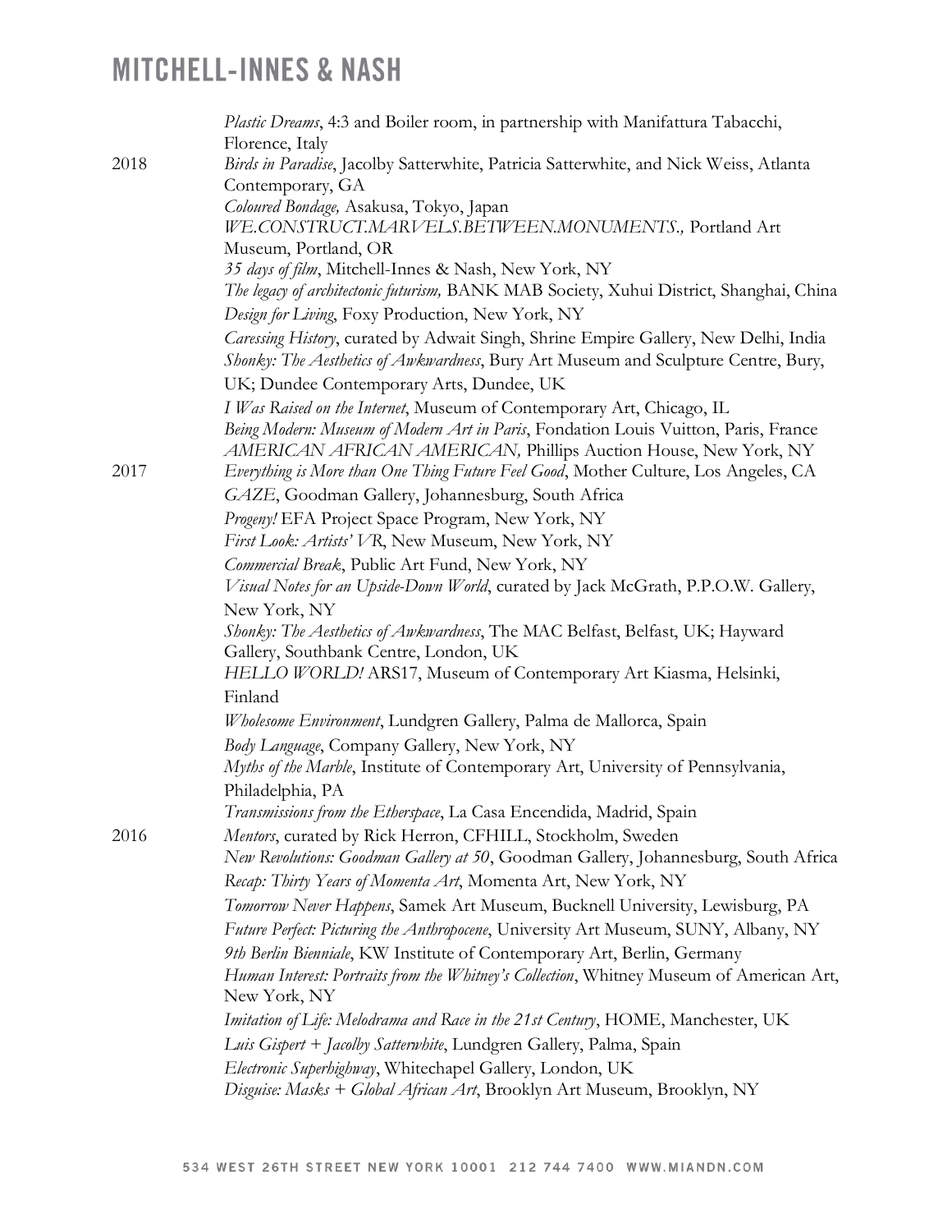*Plastic Dreams*, 4:3 and Boiler room, in partnership with Manifattura Tabacchi, Florence, Italy

2018
*Birds in Paradise*, Jacolby Satterwhite, Patricia Satterwhite, and Nick Weiss, Atlanta Contemporary, GA
*Coloured Bondage,* Asakusa, Tokyo, Japan
*WE.CONSTRUCT.MARVELS.BETWEEN.MONUMENTS.,* Portland Art Museum, Portland, OR
*35 days of film*, Mitchell-Innes & Nash, New York, NY
*The legacy of architectonic futurism,* BANK MAB Society, Xuhui District, Shanghai, China
*Design for Living*, Foxy Production, New York, NY
*Caressing History*, curated by Adwait Singh, Shrine Empire Gallery, New Delhi, India
*Shonky: The Aesthetics of Awkwardness*, Bury Art Museum and Sculpture Centre, Bury, UK; Dundee Contemporary Arts, Dundee, UK
*I Was Raised on the Internet*, Museum of Contemporary Art, Chicago, IL
*Being Modern: Museum of Modern Art in Paris*, Fondation Louis Vuitton, Paris, France
*AMERICAN AFRICAN AMERICAN,* Phillips Auction House, New York, NY

2017
*Everything is More than One Thing Future Feel Good*, Mother Culture, Los Angeles, CA
*GAZE*, Goodman Gallery, Johannesburg, South Africa
*Progeny!* EFA Project Space Program, New York, NY
*First Look: Artists' VR*, New Museum, New York, NY
*Commercial Break*, Public Art Fund, New York, NY
*Visual Notes for an Upside-Down World*, curated by Jack McGrath, P.P.O.W. Gallery, New York, NY
*Shonky: The Aesthetics of Awkwardness*, The MAC Belfast, Belfast, UK; Hayward Gallery, Southbank Centre, London, UK
*HELLO WORLD!* ARS17, Museum of Contemporary Art Kiasma, Helsinki, Finland
*Wholesome Environment*, Lundgren Gallery, Palma de Mallorca, Spain
*Body Language*, Company Gallery, New York, NY
*Myths of the Marble*, Institute of Contemporary Art, University of Pennsylvania, Philadelphia, PA
*Transmissions from the Etherspace*, La Casa Encendida, Madrid, Spain

2016
*Mentors*, curated by Rick Herron, CFHILL, Stockholm, Sweden
*New Revolutions: Goodman Gallery at 50*, Goodman Gallery, Johannesburg, South Africa
*Recap: Thirty Years of Momenta Art*, Momenta Art, New York, NY
*Tomorrow Never Happens*, Samek Art Museum, Bucknell University, Lewisburg, PA
*Future Perfect: Picturing the Anthropocene*, University Art Museum, SUNY, Albany, NY
*9th Berlin Bienniale*, KW Institute of Contemporary Art, Berlin, Germany
*Human Interest: Portraits from the Whitney's Collection*, Whitney Museum of American Art, New York, NY
*Imitation of Life: Melodrama and Race in the 21st Century*, HOME, Manchester, UK
*Luis Gispert + Jacolby Satterwhite*, Lundgren Gallery, Palma, Spain
*Electronic Superhighway*, Whitechapel Gallery, London, UK
*Disguise: Masks + Global African Art*, Brooklyn Art Museum, Brooklyn, NY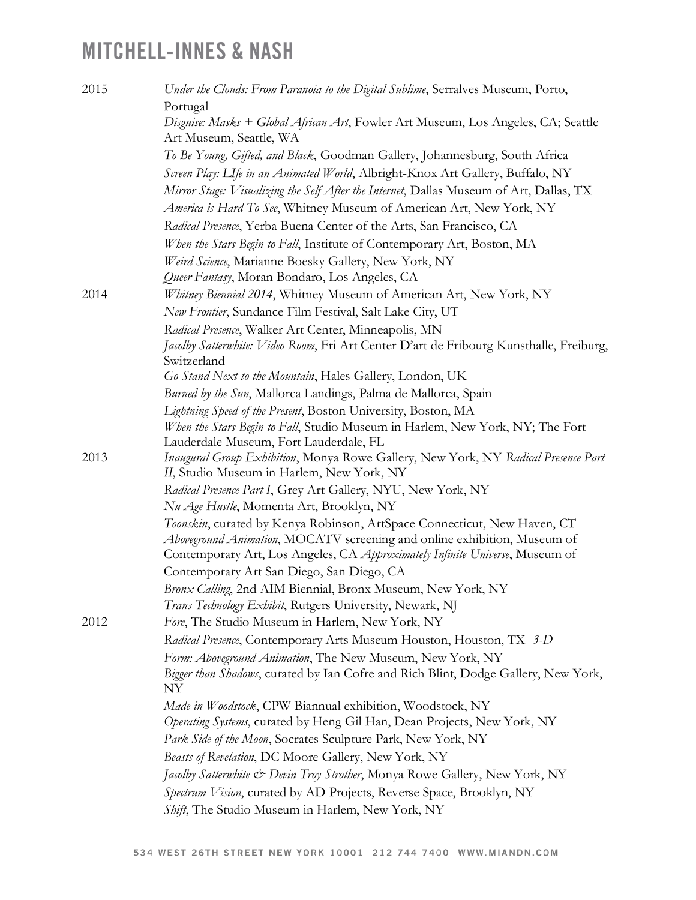| | |
|---|---|
| 2015 | *Under the Clouds: From Paranoia to the Digital Sublime*, Serralves Museum, Porto, Portugal |
| | *Disguise: Masks + Global African Art*, Fowler Art Museum, Los Angeles, CA; Seattle Art Museum, Seattle, WA |
| | *To Be Young, Gifted, and Black*, Goodman Gallery, Johannesburg, South Africa |
| | *Screen Play: LIfe in an Animated World*, Albright-Knox Art Gallery, Buffalo, NY |
| | *Mirror Stage: Visualizing the Self After the Internet*, Dallas Museum of Art, Dallas, TX |
| | *America is Hard To See*, Whitney Museum of American Art, New York, NY |
| | *Radical Presence*, Yerba Buena Center of the Arts, San Francisco, CA |
| | *When the Stars Begin to Fall*, Institute of Contemporary Art, Boston, MA |
| | *Weird Science*, Marianne Boesky Gallery, New York, NY |
| | *Queer Fantasy*, Moran Bondaro, Los Angeles, CA |
| 2014 | *Whitney Biennial 2014*, Whitney Museum of American Art, New York, NY |
| | *New Frontier*, Sundance Film Festival, Salt Lake City, UT |
| | *Radical Presence*, Walker Art Center, Minneapolis, MN |
| | *Jacolby Satterwhite: Video Room*, Fri Art Center D'art de Fribourg Kunsthalle, Freiburg, Switzerland |
| | *Go Stand Next to the Mountain*, Hales Gallery, London, UK |
| | *Burned by the Sun*, Mallorca Landings, Palma de Mallorca, Spain |
| | *Lightning Speed of the Present*, Boston University, Boston, MA |
| | *When the Stars Begin to Fall*, Studio Museum in Harlem, New York, NY; The Fort Lauderdale Museum, Fort Lauderdale, FL |
| 2013 | *Inaugural Group Exhibition*, Monya Rowe Gallery, New York, NY *Radical Presence Part II*, Studio Museum in Harlem, New York, NY |
| | *Radical Presence Part I*, Grey Art Gallery, NYU, New York, NY |
| | *Nu Age Hustle*, Momenta Art, Brooklyn, NY |
| | *Toonskin*, curated by Kenya Robinson, ArtSpace Connecticut, New Haven, CT |
| | *Aboveground Animation*, MOCATV screening and online exhibition, Museum of Contemporary Art, Los Angeles, CA *Approximately Infinite Universe*, Museum of Contemporary Art San Diego, San Diego, CA |
| | *Bronx Calling*, 2nd AIM Biennial, Bronx Museum, New York, NY |
| | *Trans Technology Exhibit*, Rutgers University, Newark, NJ |
| 2012 | *Fore*, The Studio Museum in Harlem, New York, NY |
| | *Radical Presence*, Contemporary Arts Museum Houston, Houston, TX *3-D* |
| | *Form: Aboveground Animation*, The New Museum, New York, NY |
| | *Bigger than Shadows*, curated by Ian Cofre and Rich Blint, Dodge Gallery, New York, NY |
| | *Made in Woodstock*, CPW Biannual exhibition, Woodstock, NY |
| | *Operating Systems*, curated by Heng Gil Han, Dean Projects, New York, NY |
| | *Park Side of the Moon*, Socrates Sculpture Park, New York, NY |
| | *Beasts of Revelation*, DC Moore Gallery, New York, NY |
| | *Jacolby Satterwhite & Devin Troy Strother*, Monya Rowe Gallery, New York, NY |
| | *Spectrum Vision*, curated by AD Projects, Reverse Space, Brooklyn, NY |
| | *Shift*, The Studio Museum in Harlem, New York, NY |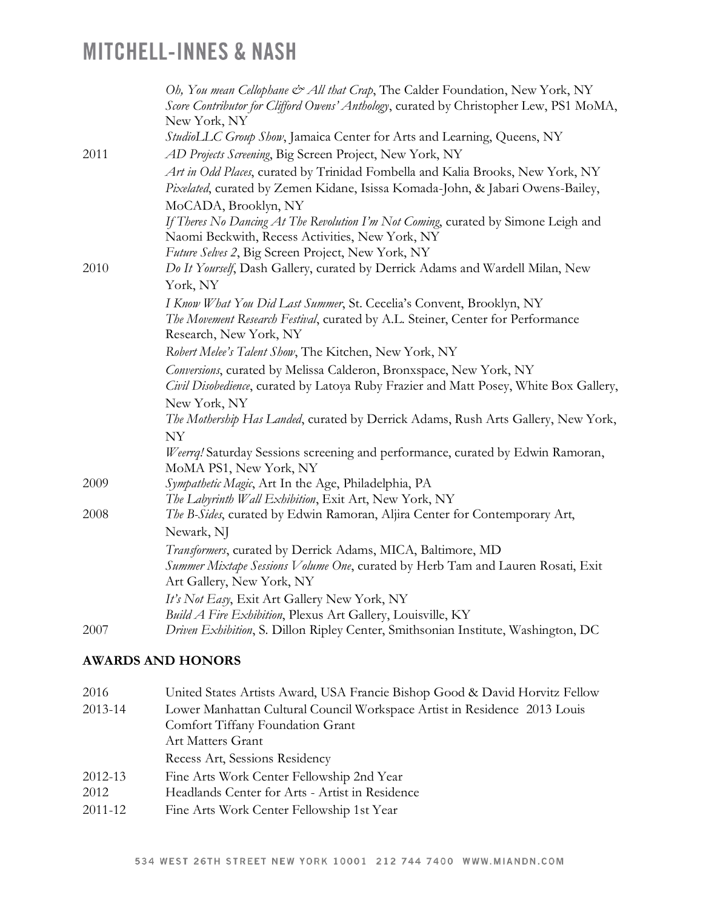*Oh, You mean Cellophane & All that Crap*, The Calder Foundation, New York, NY
*Score Contributor for Clifford Owens' Anthology*, curated by Christopher Lew, PS1 MoMA, New York, NY
*StudioLLC Group Show*, Jamaica Center for Arts and Learning, Queens, NY

2011 *AD Projects Screening*, Big Screen Project, New York, NY
*Art in Odd Places*, curated by Trinidad Fombella and Kalia Brooks, New York, NY
*Pixelated*, curated by Zemen Kidane, Isissa Komada-John, & Jabari Owens-Bailey, MoCADA, Brooklyn, NY
*If Theres No Dancing At The Revolution I'm Not Coming*, curated by Simone Leigh and Naomi Beckwith, Recess Activities, New York, NY
*Future Selves 2*, Big Screen Project, New York, NY

2010 *Do It Yourself*, Dash Gallery, curated by Derrick Adams and Wardell Milan, New York, NY
*I Know What You Did Last Summer*, St. Cecelia's Convent, Brooklyn, NY
*The Movement Research Festival*, curated by A.L. Steiner, Center for Performance Research, New York, NY
*Robert Melee's Talent Show*, The Kitchen, New York, NY
*Conversions*, curated by Melissa Calderon, Bronxspace, New York, NY
*Civil Disobedience*, curated by Latoya Ruby Frazier and Matt Posey, White Box Gallery, New York, NY
*The Mothership Has Landed*, curated by Derrick Adams, Rush Arts Gallery, New York, NY
*Weerrq!* Saturday Sessions screening and performance, curated by Edwin Ramoran, MoMA PS1, New York, NY

2009 *Sympathetic Magic*, Art In the Age, Philadelphia, PA
*The Labyrinth Wall Exhibition*, Exit Art, New York, NY

2008 *The B-Sides*, curated by Edwin Ramoran, Aljira Center for Contemporary Art, Newark, NJ
*Transformers*, curated by Derrick Adams, MICA, Baltimore, MD
*Summer Mixtape Sessions Volume One*, curated by Herb Tam and Lauren Rosati, Exit Art Gallery, New York, NY
*It's Not Easy*, Exit Art Gallery New York, NY
*Build A Fire Exhibition*, Plexus Art Gallery, Louisville, KY

2007 *Driven Exhibition*, S. Dillon Ripley Center, Smithsonian Institute, Washington, DC

**AWARDS AND HONORS**

2016 United States Artists Award, USA Francie Bishop Good & David Horvitz Fellow

2013-14 Lower Manhattan Cultural Council Workspace Artist in Residence 2013 Louis Comfort Tiffany Foundation Grant
Art Matters Grant
Recess Art, Sessions Residency

2012-13 Fine Arts Work Center Fellowship 2nd Year

2012 Headlands Center for Arts - Artist in Residence

2011-12 Fine Arts Work Center Fellowship 1st Year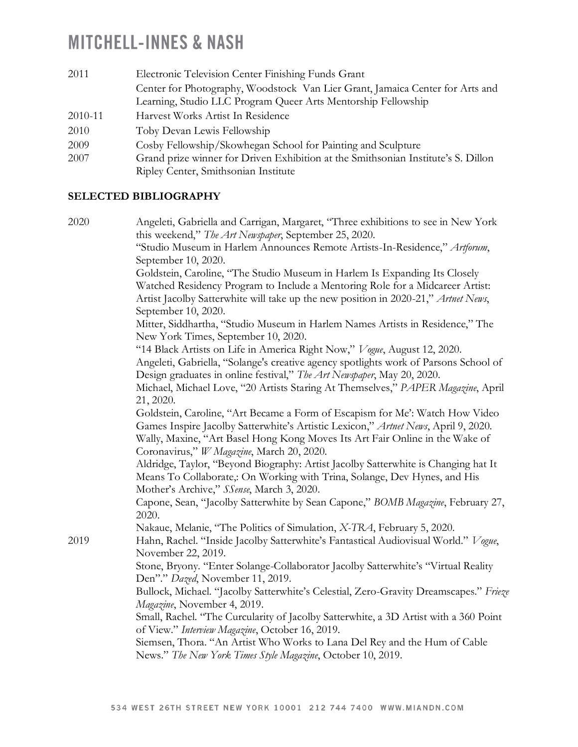| | |
|---|---|
| 2011 | Electronic Television Center Finishing Funds Grant |
| | Center for Photography, Woodstock Van Lier Grant, Jamaica Center for Arts and Learning, Studio LLC Program Queer Arts Mentorship Fellowship |
| 2010-11 | Harvest Works Artist In Residence |
| 2010 | Toby Devan Lewis Fellowship |
| 2009 | Cosby Fellowship/Skowhegan School for Painting and Sculpture |
| 2007 | Grand prize winner for Driven Exhibition at the Smithsonian Institute's S. Dillon Ripley Center, Smithsonian Institute |

## SELECTED BIBLIOGRAPHY

**2020**

Angeleti, Gabriella and Carrigan, Margaret, "Three exhibitions to see in New York this weekend," *The Art Newspaper*, September 25, 2020.

"Studio Museum in Harlem Announces Remote Artists-In-Residence," *Artforum*, September 10, 2020.

Goldstein, Caroline, "The Studio Museum in Harlem Is Expanding Its Closely Watched Residency Program to Include a Mentoring Role for a Midcareer Artist: Artist Jacolby Satterwhite will take up the new position in 2020-21," *Artnet News*, September 10, 2020.

Mitter, Siddhartha, "Studio Museum in Harlem Names Artists in Residence," The New York Times, September 10, 2020.

"14 Black Artists on Life in America Right Now," *Vogue*, August 12, 2020.

Angeleti, Gabriella, "Solange's creative agency spotlights work of Parsons School of Design graduates in online festival," *The Art Newspaper*, May 20, 2020.

Michael, Michael Love, "20 Artists Staring At Themselves," *PAPER Magazine*, April 21, 2020.

Goldstein, Caroline, "Art Became a Form of Escapism for Me': Watch How Video Games Inspire Jacolby Satterwhite's Artistic Lexicon," *Artnet News*, April 9, 2020.

Wally, Maxine, "Art Basel Hong Kong Moves Its Art Fair Online in the Wake of Coronavirus," *W Magazine*, March 20, 2020.

Aldridge, Taylor, "Beyond Biography: Artist Jacolby Satterwhite is Changing hat It Means To Collaborate,: On Working with Trina, Solange, Dev Hynes, and His Mother's Archive," *SSense*, March 3, 2020.

Capone, Sean, "Jacolby Satterwhite by Sean Capone," *BOMB Magazine*, February 27, 2020.

Nakaue, Melanie, "The Politics of Simulation, *X-TRA*, February 5, 2020.

**2019**

Hahn, Rachel. "Inside Jacolby Satterwhite's Fantastical Audiovisual World." *Vogue*, November 22, 2019.

Stone, Bryony. "Enter Solange-Collaborator Jacolby Satterwhite's "Virtual Reality Den"." *Dazed*, November 11, 2019.

Bullock, Michael. "Jacolby Satterwhite's Celestial, Zero-Gravity Dreamscapes." *Frieze Magazine*, November 4, 2019.

Small, Rachel. "The Curcularity of Jacolby Satterwhite, a 3D Artist with a 360 Point of View." *Interview Magazine*, October 16, 2019.

Siemsen, Thora. "An Artist Who Works to Lana Del Rey and the Hum of Cable News." *The New York Times Style Magazine*, October 10, 2019.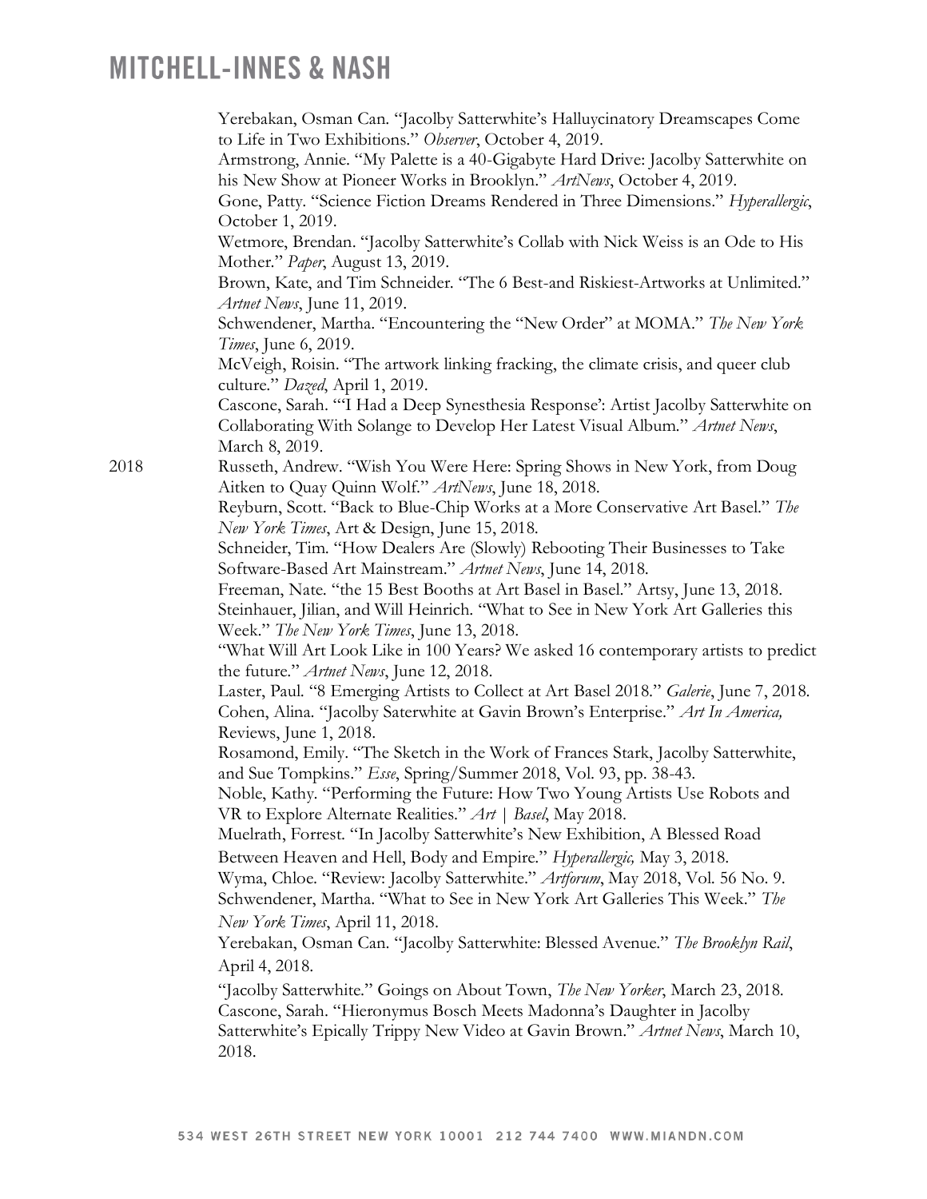Yerebakan, Osman Can. "Jacolby Satterwhite's Halluycinatory Dreamscapes Come to Life in Two Exhibitions." *Observer*, October 4, 2019.

Armstrong, Annie. "My Palette is a 40-Gigabyte Hard Drive: Jacolby Satterwhite on his New Show at Pioneer Works in Brooklyn." *ArtNews*, October 4, 2019.

Gone, Patty. "Science Fiction Dreams Rendered in Three Dimensions." *Hyperallergic*, October 1, 2019.

Wetmore, Brendan. "Jacolby Satterwhite's Collab with Nick Weiss is an Ode to His Mother." *Paper*, August 13, 2019.

Brown, Kate, and Tim Schneider. "The 6 Best-and Riskiest-Artworks at Unlimited." *Artnet News*, June 11, 2019.

Schwendener, Martha. "Encountering the "New Order" at MOMA." *The New York Times*, June 6, 2019.

McVeigh, Roisin. "The artwork linking fracking, the climate crisis, and queer club culture." *Dazed*, April 1, 2019.

Cascone, Sarah. "'I Had a Deep Synesthesia Response': Artist Jacolby Satterwhite on Collaborating With Solange to Develop Her Latest Visual Album." *Artnet News*, March 8, 2019.

**2018**

Russeth, Andrew. "Wish You Were Here: Spring Shows in New York, from Doug Aitken to Quay Quinn Wolf." *ArtNews*, June 18, 2018.

Reyburn, Scott. "Back to Blue-Chip Works at a More Conservative Art Basel." *The New York Times*, Art & Design, June 15, 2018.

Schneider, Tim. "How Dealers Are (Slowly) Rebooting Their Businesses to Take Software-Based Art Mainstream." *Artnet News*, June 14, 2018.

Freeman, Nate. "the 15 Best Booths at Art Basel in Basel." Artsy, June 13, 2018.

Steinhauer, Jilian, and Will Heinrich. "What to See in New York Art Galleries this Week." *The New York Times*, June 13, 2018.

"What Will Art Look Like in 100 Years? We asked 16 contemporary artists to predict the future." *Artnet News*, June 12, 2018.

Laster, Paul. "8 Emerging Artists to Collect at Art Basel 2018." *Galerie*, June 7, 2018.

Cohen, Alina. "Jacolby Saterwhite at Gavin Brown's Enterprise." *Art In America,* Reviews, June 1, 2018.

Rosamond, Emily. "The Sketch in the Work of Frances Stark, Jacolby Satterwhite, and Sue Tompkins." *Esse*, Spring/Summer 2018, Vol. 93, pp. 38-43.

Noble, Kathy. "Performing the Future: How Two Young Artists Use Robots and VR to Explore Alternate Realities." *Art | Basel*, May 2018.

Muelrath, Forrest. "In Jacolby Satterwhite's New Exhibition, A Blessed Road Between Heaven and Hell, Body and Empire." *Hyperallergic,* May 3, 2018.

Wyma, Chloe. "Review: Jacolby Satterwhite." *Artforum*, May 2018, Vol. 56 No. 9.

Schwendener, Martha. "What to See in New York Art Galleries This Week." *The New York Times*, April 11, 2018.

Yerebakan, Osman Can. "Jacolby Satterwhite: Blessed Avenue." *The Brooklyn Rail*, April 4, 2018.

"Jacolby Satterwhite." Goings on About Town, *The New Yorker*, March 23, 2018.

Cascone, Sarah. "Hieronymus Bosch Meets Madonna's Daughter in Jacolby Satterwhite's Epically Trippy New Video at Gavin Brown." *Artnet News*, March 10, 2018.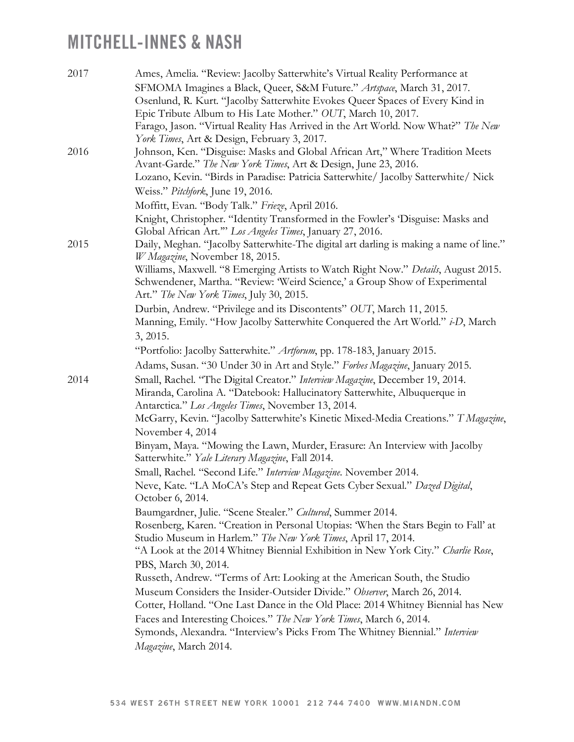2017

Ames, Amelia. "Review: Jacolby Satterwhite's Virtual Reality Performance at SFMOMA Imagines a Black, Queer, S&M Future." *Artspace*, March 31, 2017.

Osenlund, R. Kurt. "Jacolby Satterwhite Evokes Queer Spaces of Every Kind in Epic Tribute Album to His Late Mother." *OUT*, March 10, 2017.

Farago, Jason. "Virtual Reality Has Arrived in the Art World. Now What?" *The New York Times*, Art & Design, February 3, 2017.

2016

Johnson, Ken. "Disguise: Masks and Global African Art," Where Tradition Meets Avant-Garde." *The New York Times*, Art & Design, June 23, 2016.

Lozano, Kevin. "Birds in Paradise: Patricia Satterwhite/ Jacolby Satterwhite/ Nick Weiss." *Pitchfork*, June 19, 2016.

Moffitt, Evan. "Body Talk." *Frieze*, April 2016.

Knight, Christopher. "Identity Transformed in the Fowler's 'Disguise: Masks and Global African Art.'" *Los Angeles Times*, January 27, 2016.

2015

Daily, Meghan. "Jacolby Satterwhite-The digital art darling is making a name of line." *W Magazine*, November 18, 2015.

Williams, Maxwell. "8 Emerging Artists to Watch Right Now." *Details*, August 2015.

Schwendener, Martha. "Review: 'Weird Science,' a Group Show of Experimental Art." *The New York Times*, July 30, 2015.

Durbin, Andrew. "Privilege and its Discontents" *OUT*, March 11, 2015.

Manning, Emily. "How Jacolby Satterwhite Conquered the Art World." *i-D*, March 3, 2015.

"Portfolio: Jacolby Satterwhite." *Artforum*, pp. 178-183, January 2015.

Adams, Susan. "30 Under 30 in Art and Style." *Forbes Magazine*, January 2015.

2014

Small, Rachel. "The Digital Creator." *Interview Magazine*, December 19, 2014.

Miranda, Carolina A. "Datebook: Hallucinatory Satterwhite, Albuquerque in Antarctica." *Los Angeles Times*, November 13, 2014.

McGarry, Kevin. "Jacolby Satterwhite's Kinetic Mixed-Media Creations." *T Magazine*, November 4, 2014

Binyam, Maya. "Mowing the Lawn, Murder, Erasure: An Interview with Jacolby Satterwhite." *Yale Literary Magazine*, Fall 2014.

Small, Rachel. "Second Life." *Interview Magazine*. November 2014.

Neve, Kate. "LA MoCA's Step and Repeat Gets Cyber Sexual." *Dazed Digital*, October 6, 2014.

Baumgardner, Julie. "Scene Stealer." *Cultured*, Summer 2014.

Rosenberg, Karen. "Creation in Personal Utopias: 'When the Stars Begin to Fall' at Studio Museum in Harlem." *The New York Times*, April 17, 2014.

"A Look at the 2014 Whitney Biennial Exhibition in New York City." *Charlie Rose*, PBS, March 30, 2014.

Russeth, Andrew. "Terms of Art: Looking at the American South, the Studio Museum Considers the Insider-Outsider Divide." *Observer*, March 26, 2014.

Cotter, Holland. "One Last Dance in the Old Place: 2014 Whitney Biennial has New Faces and Interesting Choices." *The New York Times*, March 6, 2014.

Symonds, Alexandra. "Interview's Picks From The Whitney Biennial." *Interview Magazine*, March 2014.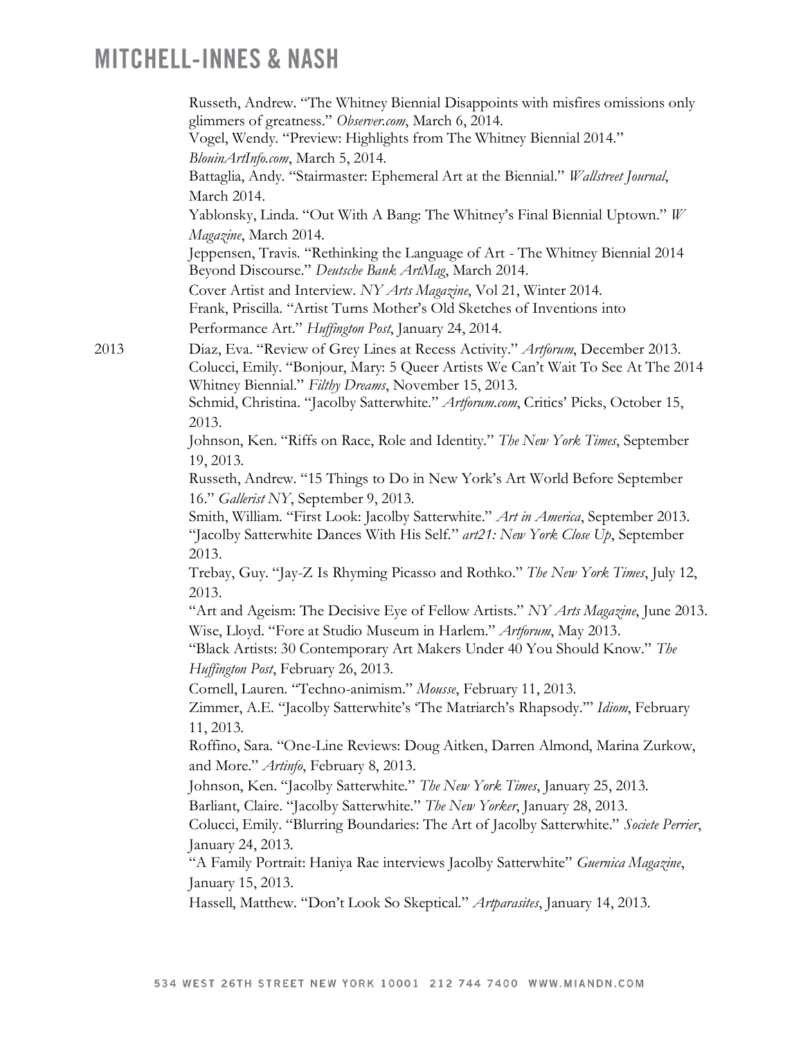Russeth, Andrew. "The Whitney Biennial Disappoints with misfires omissions only glimmers of greatness." *Observer.com*, March 6, 2014.

Vogel, Wendy. "Preview: Highlights from The Whitney Biennial 2014." *BlouinArtInfo.com*, March 5, 2014.

Battaglia, Andy. "Stairmaster: Ephemeral Art at the Biennial." *Wallstreet Journal*, March 2014.

Yablonsky, Linda. "Out With A Bang: The Whitney's Final Biennial Uptown." *W Magazine*, March 2014.

Jeppensen, Travis. "Rethinking the Language of Art - The Whitney Biennial 2014 Beyond Discourse." *Deutsche Bank ArtMag*, March 2014.

Cover Artist and Interview. *NY Arts Magazine*, Vol 21, Winter 2014.

Frank, Priscilla. "Artist Turns Mother's Old Sketches of Inventions into Performance Art." *Huffington Post*, January 24, 2014.

**2013**

Diaz, Eva. "Review of Grey Lines at Recess Activity." *Artforum*, December 2013.

Colucci, Emily. "Bonjour, Mary: 5 Queer Artists We Can't Wait To See At The 2014 Whitney Biennial." *Filthy Dreams*, November 15, 2013.

Schmid, Christina. "Jacolby Satterwhite." *Artforum.com*, Critics' Picks, October 15, 2013.

Johnson, Ken. "Riffs on Race, Role and Identity." *The New York Times*, September 19, 2013.

Russeth, Andrew. "15 Things to Do in New York's Art World Before September 16." *Gallerist NY*, September 9, 2013.

Smith, William. "First Look: Jacolby Satterwhite." *Art in America*, September 2013.

"Jacolby Satterwhite Dances With His Self." *art21: New York Close Up*, September 2013.

Trebay, Guy. "Jay-Z Is Rhyming Picasso and Rothko." *The New York Times*, July 12, 2013.

"Art and Ageism: The Decisive Eye of Fellow Artists." *NY Arts Magazine*, June 2013.

Wise, Lloyd. "Fore at Studio Museum in Harlem." *Artforum*, May 2013.

"Black Artists: 30 Contemporary Art Makers Under 40 You Should Know." *The Huffington Post*, February 26, 2013.

Cornell, Lauren. "Techno-animism." *Mousse*, February 11, 2013.

Zimmer, A.E. "Jacolby Satterwhite's 'The Matriarch's Rhapsody.'" *Idiom*, February 11, 2013.

Roffino, Sara. "One-Line Reviews: Doug Aitken, Darren Almond, Marina Zurkow, and More." *Artinfo*, February 8, 2013.

Johnson, Ken. "Jacolby Satterwhite." *The New York Times*, January 25, 2013.

Barliant, Claire. "Jacolby Satterwhite." *The New Yorker*, January 28, 2013.

Colucci, Emily. "Blurring Boundaries: The Art of Jacolby Satterwhite." *Societe Perrier*, January 24, 2013.

"A Family Portrait: Haniya Rae interviews Jacolby Satterwhite" *Guernica Magazine*, January 15, 2013.

Hassell, Matthew. "Don't Look So Skeptical." *Artparasites*, January 14, 2013.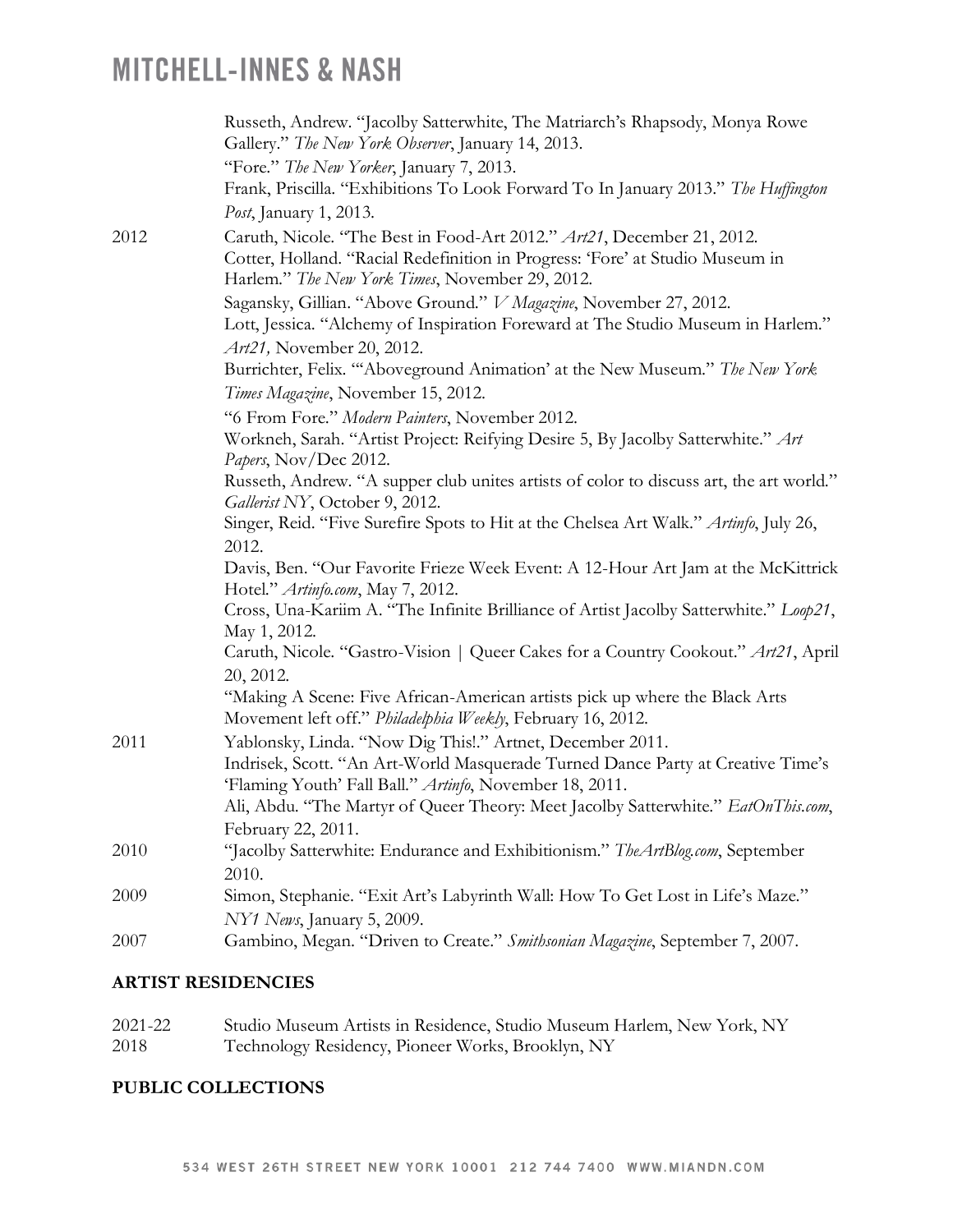| | |
|---|---|
| | Russeth, Andrew. "Jacolby Satterwhite, The Matriarch's Rhapsody, Monya Rowe Gallery." *The New York Observer*, January 14, 2013. |
| | "Fore." *The New Yorker*, January 7, 2013. |
| | Frank, Priscilla. "Exhibitions To Look Forward To In January 2013." *The Huffington Post*, January 1, 2013. |
| 2012 | Caruth, Nicole. "The Best in Food-Art 2012." *Art21*, December 21, 2012. |
| | Cotter, Holland. "Racial Redefinition in Progress: 'Fore' at Studio Museum in Harlem." *The New York Times*, November 29, 2012. |
| | Sagansky, Gillian. "Above Ground." *V Magazine*, November 27, 2012. |
| | Lott, Jessica. "Alchemy of Inspiration Foreward at The Studio Museum in Harlem." *Art21,* November 20, 2012. |
| | Burrichter, Felix. "'Aboveground Animation' at the New Museum." *The New York Times Magazine*, November 15, 2012. |
| | "6 From Fore." *Modern Painters*, November 2012. |
| | Workneh, Sarah. "Artist Project: Reifying Desire 5, By Jacolby Satterwhite." *Art Papers*, Nov/Dec 2012. |
| | Russeth, Andrew. "A supper club unites artists of color to discuss art, the art world." *Gallerist NY*, October 9, 2012. |
| | Singer, Reid. "Five Surefire Spots to Hit at the Chelsea Art Walk." *Artinfo*, July 26, 2012. |
| | Davis, Ben. "Our Favorite Frieze Week Event: A 12-Hour Art Jam at the McKittrick Hotel." *Artinfo.com*, May 7, 2012. |
| | Cross, Una-Kariim A. "The Infinite Brilliance of Artist Jacolby Satterwhite." *Loop21*, May 1, 2012. |
| | Caruth, Nicole. "Gastro-Vision \| Queer Cakes for a Country Cookout." *Art21*, April 20, 2012. |
| | "Making A Scene: Five African-American artists pick up where the Black Arts Movement left off." *Philadelphia Weekly*, February 16, 2012. |
| 2011 | Yablonsky, Linda. "Now Dig This!." Artnet, December 2011. |
| | Indrisek, Scott. "An Art-World Masquerade Turned Dance Party at Creative Time's 'Flaming Youth' Fall Ball." *Artinfo*, November 18, 2011. |
| | Ali, Abdu. "The Martyr of Queer Theory: Meet Jacolby Satterwhite." *EatOnThis.com*, February 22, 2011. |
| 2010 | "Jacolby Satterwhite: Endurance and Exhibitionism." *TheArtBlog.com*, September 2010. |
| 2009 | Simon, Stephanie. "Exit Art's Labyrinth Wall: How To Get Lost in Life's Maze." *NY1 News*, January 5, 2009. |
| 2007 | Gambino, Megan. "Driven to Create." *Smithsonian Magazine*, September 7, 2007. |

## ARTIST RESIDENCIES

| | |
|---|---|
| 2021-22 | Studio Museum Artists in Residence, Studio Museum Harlem, New York, NY |
| 2018 | Technology Residency, Pioneer Works, Brooklyn, NY |

## PUBLIC COLLECTIONS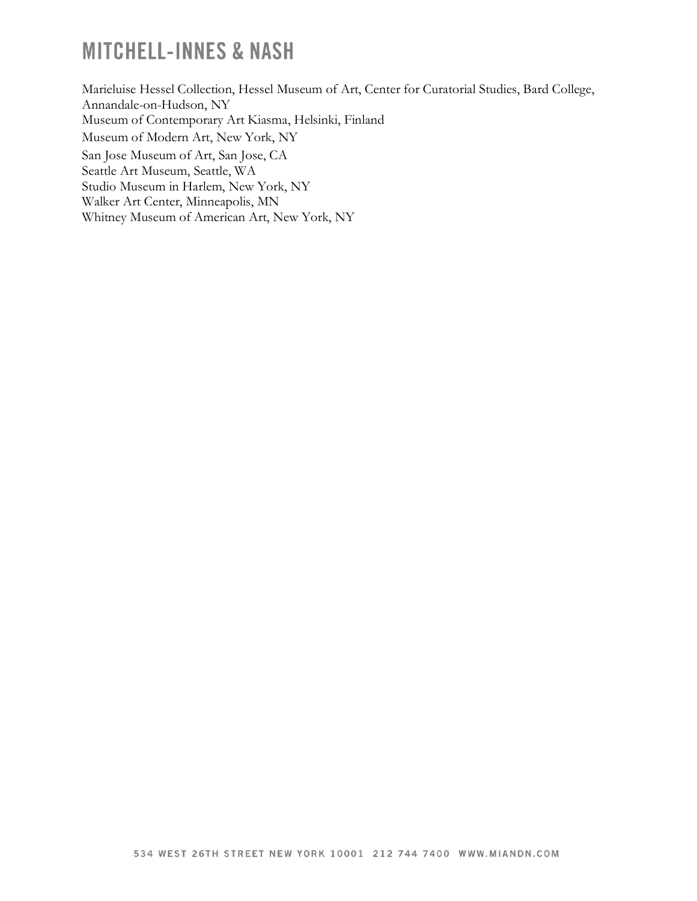Marieluise Hessel Collection, Hessel Museum of Art, Center for Curatorial Studies, Bard College, Annandale-on-Hudson, NY
Museum of Contemporary Art Kiasma, Helsinki, Finland
Museum of Modern Art, New York, NY
San Jose Museum of Art, San Jose, CA
Seattle Art Museum, Seattle, WA
Studio Museum in Harlem, New York, NY
Walker Art Center, Minneapolis, MN
Whitney Museum of American Art, New York, NY